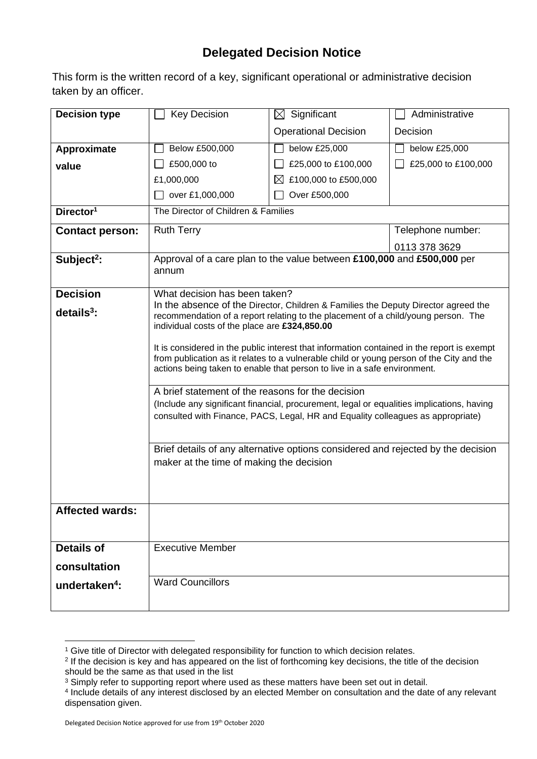# Delegated Decision Notice

This form is the written record of a key, significant operational or administrative decision taken by an officer.

| **Decision type** | ☐ Key Decision | ☒ Significant Operational Decision | ☐ Administrative Decision |
|---|---|---|---|
| **Approximate value** | ☐ Below £500,000<br>☐ £500,000 to £1,000,000<br>☐ over £1,000,000 | ☐ below £25,000<br>☐ £25,000 to £100,000<br>☒ £100,000 to £500,000<br>☐ Over £500,000 | ☐ below £25,000<br>☐ £25,000 to £100,000 |
| **Director**[1] | The Director of Children & Families | | |
| **Contact person:** | Ruth Terry | | Telephone number: 0113 378 3629 |
| **Subject**[2]: | Approval of a care plan to the value between **£100,000** and **£500,000** per annum | | |
| **Decision details**[3]: | What decision has been taken?<br>In the absence of the Director, Children & Families the Deputy Director agreed the recommendation of a report relating to the placement of a child/young person. The individual costs of the place are **£324,850.00**<br><br>It is considered in the public interest that information contained in the report is exempt from publication as it relates to a vulnerable child or young person of the City and the actions being taken to enable that person to live in a safe environment. | | |
| | A brief statement of the reasons for the decision<br>(Include any significant financial, procurement, legal or equalities implications, having consulted with Finance, PACS, Legal, HR and Equality colleagues as appropriate) | | |
| | Brief details of any alternative options considered and rejected by the decision maker at the time of making the decision | | |
| **Affected wards:** | | | |
| **Details of consultation undertaken**[4]: | Executive Member | | |
| | Ward Councillors | | |

[1] Give title of Director with delegated responsibility for function to which decision relates.
[2] If the decision is key and has appeared on the list of forthcoming key decisions, the title of the decision should be the same as that used in the list
[3] Simply refer to supporting report where used as these matters have been set out in detail.
[4] Include details of any interest disclosed by an elected Member on consultation and the date of any relevant dispensation given.

Delegated Decision Notice approved for use from 19th October 2020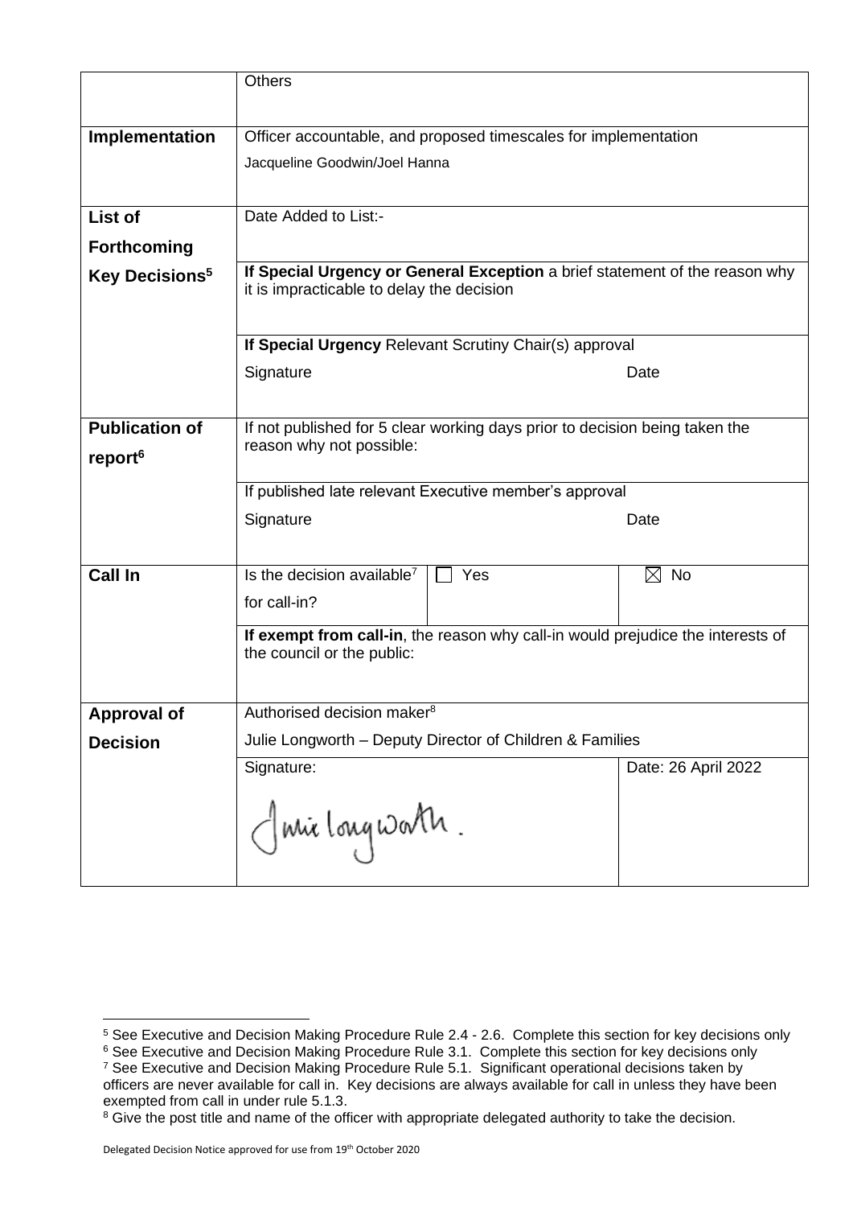| | | | |
|---|---|---|---|
| | Others | | |
| **Implementation** | Officer accountable, and proposed timescales for implementation<br>Jacqueline Goodwin/Joel Hanna | | |
| **List of Forthcoming Key Decisions**[5] | Date Added to List:- | | |
| | **If Special Urgency or General Exception** a brief statement of the reason why it is impracticable to delay the decision | | |
| | **If Special Urgency** Relevant Scrutiny Chair(s) approval<br>Signature | | Date |
| **Publication of report**[6] | If not published for 5 clear working days prior to decision being taken the reason why not possible: | | |
| | If published late relevant Executive member's approval<br>Signature | | Date |
| **Call In** | Is the decision available[7] for call-in? | ☐ Yes | ☒ No |
| | **If exempt from call-in**, the reason why call-in would prejudice the interests of the council or the public: | | |
| **Approval of Decision** | Authorised decision maker[8]<br>Julie Longworth – Deputy Director of Children & Families | | |
| | Signature:<br>Julie Longworth. | | Date: 26 April 2022 |

[5] See Executive and Decision Making Procedure Rule 2.4 - 2.6. Complete this section for key decisions only
[6] See Executive and Decision Making Procedure Rule 3.1. Complete this section for key decisions only
[7] See Executive and Decision Making Procedure Rule 5.1. Significant operational decisions taken by officers are never available for call in. Key decisions are always available for call in unless they have been exempted from call in under rule 5.1.3.
[8] Give the post title and name of the officer with appropriate delegated authority to take the decision.

Delegated Decision Notice approved for use from 19th October 2020